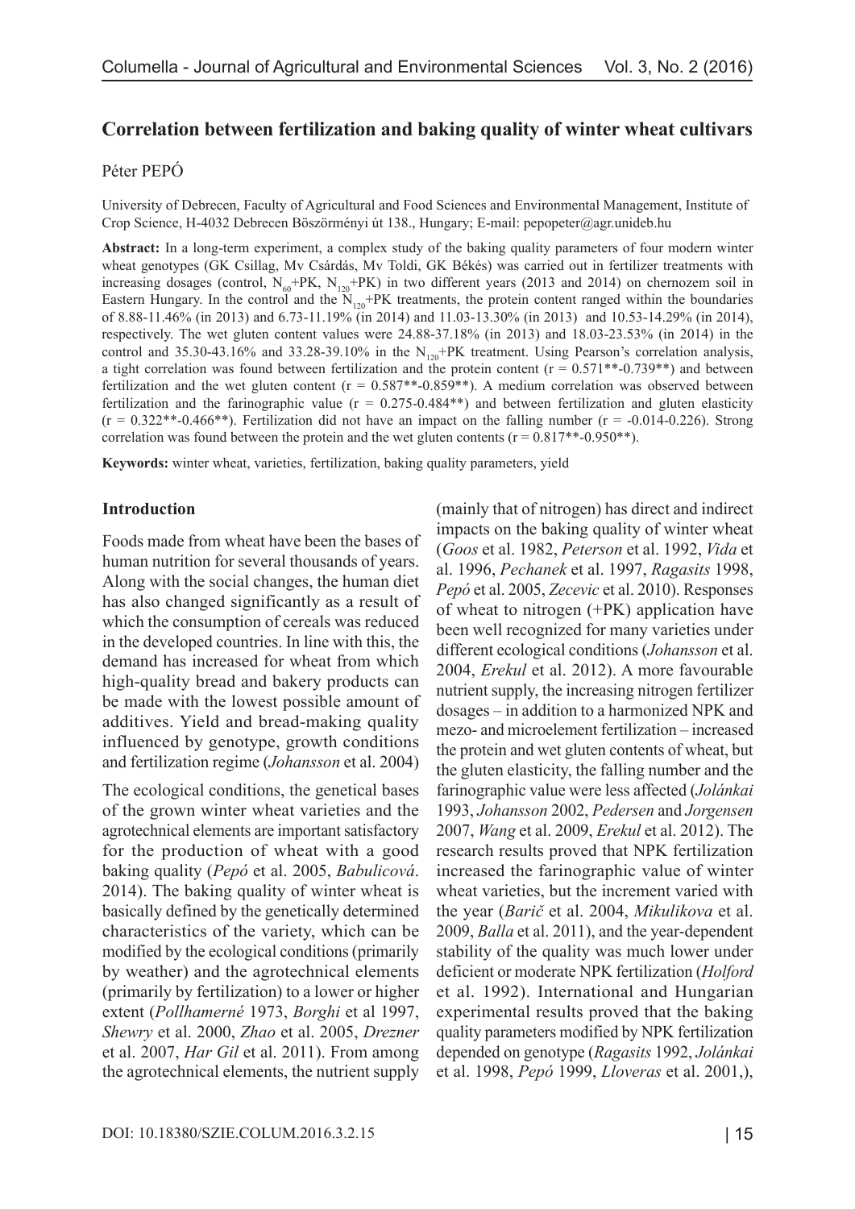# Correlation between fertilization and baking quality of winter wheat cultivars

Péter PEPÓ

University of Debrecen, Faculty of Agricultural and Food Sciences and Environmental Management, Institute of Crop Science, H-4032 Debrecen Böszörményi út 138., Hungary; E-mail: pepopeter@agr.unideb.hu

**Abstract:** In a long-term experiment, a complex study of the baking quality parameters of four modern winter wheat genotypes (GK Csillag, Mv Csárdás, Mv Toldi, GK Békés) was carried out in fertilizer treatments with increasing dosages (control, $N_{60}$+PK, $N_{120}$+PK) in two different years (2013 and 2014) on chernozem soil in Eastern Hungary. In the control and the $N_{120}$+PK treatments, the protein content ranged within the boundaries of 8.88-11.46% (in 2013) and 6.73-11.19% (in 2014) and 11.03-13.30% (in 2013) and 10.53-14.29% (in 2014), respectively. The wet gluten content values were 24.88-37.18% (in 2013) and 18.03-23.53% (in 2014) in the control and 35.30-43.16% and 33.28-39.10% in the $N_{120}$+PK treatment. Using Pearson's correlation analysis, a tight correlation was found between fertilization and the protein content (r = 0.571**-0.739**) and between fertilization and the wet gluten content (r = 0.587**-0.859**). A medium correlation was observed between fertilization and the farinographic value (r = 0.275-0.484**) and between fertilization and gluten elasticity (r = 0.322**-0.466**). Fertilization did not have an impact on the falling number (r = -0.014-0.226). Strong correlation was found between the protein and the wet gluten contents (r = 0.817**-0.950**).

**Keywords:** winter wheat, varieties, fertilization, baking quality parameters, yield

## Introduction

Foods made from wheat have been the bases of human nutrition for several thousands of years. Along with the social changes, the human diet has also changed significantly as a result of which the consumption of cereals was reduced in the developed countries. In line with this, the demand has increased for wheat from which high-quality bread and bakery products can be made with the lowest possible amount of additives. Yield and bread-making quality influenced by genotype, growth conditions and fertilization regime (*Johansson* et al. 2004)

The ecological conditions, the genetical bases of the grown winter wheat varieties and the agrotechnical elements are important satisfactory for the production of wheat with a good baking quality (*Pepó* et al. 2005, *Babulicová*. 2014). The baking quality of winter wheat is basically defined by the genetically determined characteristics of the variety, which can be modified by the ecological conditions (primarily by weather) and the agrotechnical elements (primarily by fertilization) to a lower or higher extent (*Pollhamerné* 1973, *Borghi* et al 1997, *Shewry* et al. 2000, *Zhao* et al. 2005, *Drezner* et al. 2007, *Har Gil* et al. 2011). From among the agrotechnical elements, the nutrient supply (mainly that of nitrogen) has direct and indirect impacts on the baking quality of winter wheat (*Goos* et al. 1982, *Peterson* et al. 1992, *Vida* et al. 1996, *Pechanek* et al. 1997, *Ragasits* 1998, *Pepó* et al. 2005, *Zecevic* et al. 2010). Responses of wheat to nitrogen (+PK) application have been well recognized for many varieties under different ecological conditions (*Johansson* et al. 2004, *Erekul* et al. 2012). A more favourable nutrient supply, the increasing nitrogen fertilizer dosages – in addition to a harmonized NPK and mezo- and microelement fertilization – increased the protein and wet gluten contents of wheat, but the gluten elasticity, the falling number and the farinographic value were less affected (*Jolánkai* 1993, *Johansson* 2002, *Pedersen* and *Jorgensen* 2007, *Wang* et al. 2009, *Erekul* et al. 2012). The research results proved that NPK fertilization increased the farinographic value of winter wheat varieties, but the increment varied with the year (*Barič* et al. 2004, *Mikulikova* et al. 2009, *Balla* et al. 2011), and the year-dependent stability of the quality was much lower under deficient or moderate NPK fertilization (*Holford* et al. 1992). International and Hungarian experimental results proved that the baking quality parameters modified by NPK fertilization depended on genotype (*Ragasits* 1992, *Jolánkai* et al. 1998, *Pepó* 1999, *Lloveras* et al. 2001,),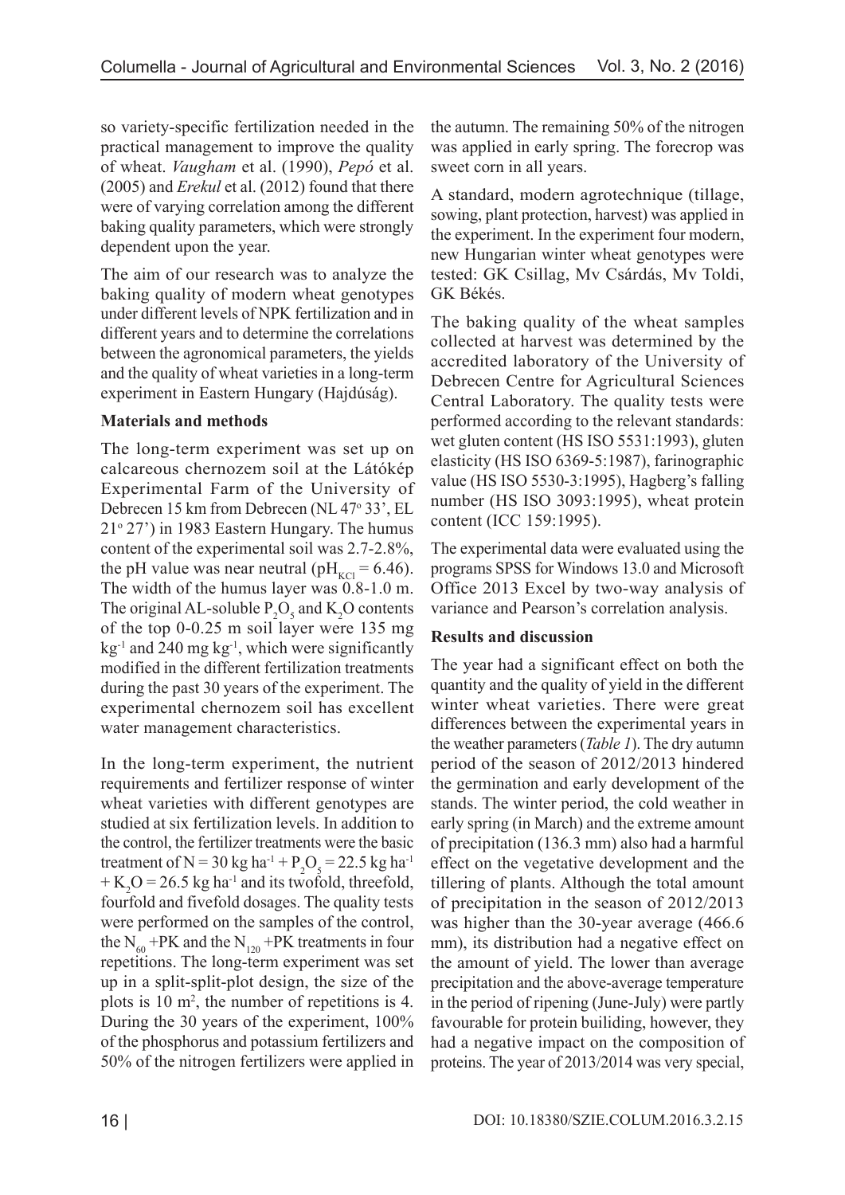so variety-specific fertilization needed in the practical management to improve the quality of wheat. *Vaugham* et al. (1990), *Pepó* et al. (2005) and *Erekul* et al. (2012) found that there were of varying correlation among the different baking quality parameters, which were strongly dependent upon the year.

The aim of our research was to analyze the baking quality of modern wheat genotypes under different levels of NPK fertilization and in different years and to determine the correlations between the agronomical parameters, the yields and the quality of wheat varieties in a long-term experiment in Eastern Hungary (Hajdúság).

**Materials and methods**

The long-term experiment was set up on calcareous chernozem soil at the Látókép Experimental Farm of the University of Debrecen 15 km from Debrecen (NL 47° 33', EL 21° 27') in 1983 Eastern Hungary. The humus content of the experimental soil was 2.7-2.8%, the pH value was near neutral ($pH_{KCl} = 6.46$). The width of the humus layer was 0.8-1.0 m. The original AL-soluble $P_2O_5$ and $K_2O$ contents of the top 0-0.25 m soil layer were 135 mg $kg^{-1}$ and 240 mg $kg^{-1}$, which were significantly modified in the different fertilization treatments during the past 30 years of the experiment. The experimental chernozem soil has excellent water management characteristics.

In the long-term experiment, the nutrient requirements and fertilizer response of winter wheat varieties with different genotypes are studied at six fertilization levels. In addition to the control, the fertilizer treatments were the basic treatment of $N = 30$ kg $ha^{-1}$ + $P_2O_5 = 22.5$ kg $ha^{-1}$ + $K_2O = 26.5$ kg $ha^{-1}$ and its twofold, threefold, fourfold and fivefold dosages. The quality tests were performed on the samples of the control, the $N_{60}$ +PK and the $N_{120}$ +PK treatments in four repetitions. The long-term experiment was set up in a split-split-plot design, the size of the plots is 10 $m^2$, the number of repetitions is 4. During the 30 years of the experiment, 100% of the phosphorus and potassium fertilizers and 50% of the nitrogen fertilizers were applied in the autumn. The remaining 50% of the nitrogen was applied in early spring. The forecrop was sweet corn in all years.

A standard, modern agrotechnique (tillage, sowing, plant protection, harvest) was applied in the experiment. In the experiment four modern, new Hungarian winter wheat genotypes were tested: GK Csillag, Mv Csárdás, Mv Toldi, GK Békés.

The baking quality of the wheat samples collected at harvest was determined by the accredited laboratory of the University of Debrecen Centre for Agricultural Sciences Central Laboratory. The quality tests were performed according to the relevant standards: wet gluten content (HS ISO 5531:1993), gluten elasticity (HS ISO 6369-5:1987), farinographic value (HS ISO 5530-3:1995), Hagberg's falling number (HS ISO 3093:1995), wheat protein content (ICC 159:1995).

The experimental data were evaluated using the programs SPSS for Windows 13.0 and Microsoft Office 2013 Excel by two-way analysis of variance and Pearson's correlation analysis.

**Results and discussion**

The year had a significant effect on both the quantity and the quality of yield in the different winter wheat varieties. There were great differences between the experimental years in the weather parameters (*Table 1*). The dry autumn period of the season of 2012/2013 hindered the germination and early development of the stands. The winter period, the cold weather in early spring (in March) and the extreme amount of precipitation (136.3 mm) also had a harmful effect on the vegetative development and the tillering of plants. Although the total amount of precipitation in the season of 2012/2013 was higher than the 30-year average (466.6 mm), its distribution had a negative effect on the amount of yield. The lower than average precipitation and the above-average temperature in the period of ripening (June-July) were partly favourable for protein builiding, however, they had a negative impact on the composition of proteins. The year of 2013/2014 was very special,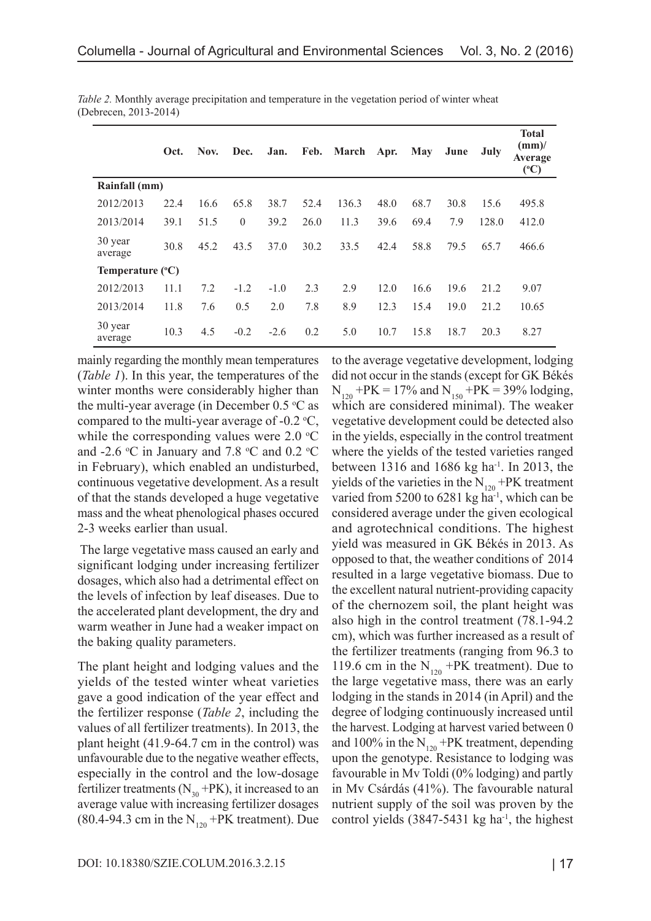*Table 2.* Monthly average precipitation and temperature in the vegetation period of winter wheat (Debrecen, 2013-2014)

| | Oct. | Nov. | Dec. | Jan. | Feb. | March | Apr. | May | June | July | Total (mm)/ Average (°C) |
|---|---|---|---|---|---|---|---|---|---|---|---|
| **Rainfall (mm)** | | | | | | | | | | | |
| 2012/2013 | 22.4 | 16.6 | 65.8 | 38.7 | 52.4 | 136.3 | 48.0 | 68.7 | 30.8 | 15.6 | 495.8 |
| 2013/2014 | 39.1 | 51.5 | 0 | 39.2 | 26.0 | 11.3 | 39.6 | 69.4 | 7.9 | 128.0 | 412.0 |
| 30 year average | 30.8 | 45.2 | 43.5 | 37.0 | 30.2 | 33.5 | 42.4 | 58.8 | 79.5 | 65.7 | 466.6 |
| **Temperature (°C)** | | | | | | | | | | | |
| 2012/2013 | 11.1 | 7.2 | -1.2 | -1.0 | 2.3 | 2.9 | 12.0 | 16.6 | 19.6 | 21.2 | 9.07 |
| 2013/2014 | 11.8 | 7.6 | 0.5 | 2.0 | 7.8 | 8.9 | 12.3 | 15.4 | 19.0 | 21.2 | 10.65 |
| 30 year average | 10.3 | 4.5 | -0.2 | -2.6 | 0.2 | 5.0 | 10.7 | 15.8 | 18.7 | 20.3 | 8.27 |

mainly regarding the monthly mean temperatures (*Table 1*). In this year, the temperatures of the winter months were considerably higher than the multi-year average (in December 0.5 °C as compared to the multi-year average of -0.2 °C, while the corresponding values were 2.0 °C and -2.6 °C in January and 7.8 °C and 0.2 °C in February), which enabled an undisturbed, continuous vegetative development. As a result of that the stands developed a huge vegetative mass and the wheat phenological phases occured 2-3 weeks earlier than usual.

The large vegetative mass caused an early and significant lodging under increasing fertilizer dosages, which also had a detrimental effect on the levels of infection by leaf diseases. Due to the accelerated plant development, the dry and warm weather in June had a weaker impact on the baking quality parameters.

The plant height and lodging values and the yields of the tested winter wheat varieties gave a good indication of the year effect and the fertilizer response (*Table 2*, including the values of all fertilizer treatments). In 2013, the plant height (41.9-64.7 cm in the control) was unfavourable due to the negative weather effects, especially in the control and the low-dosage fertilizer treatments ($N_{30}$ +PK), it increased to an average value with increasing fertilizer dosages (80.4-94.3 cm in the $N_{120}$ +PK treatment). Due to the average vegetative development, lodging did not occur in the stands (except for GK Békés $N_{120}$ +PK = 17% and $N_{150}$ +PK = 39% lodging, which are considered minimal). The weaker vegetative development could be detected also in the yields, especially in the control treatment where the yields of the tested varieties ranged between 1316 and 1686 kg ha$^{-1}$. In 2013, the yields of the varieties in the $N_{120}$ +PK treatment varied from 5200 to 6281 kg ha$^{-1}$, which can be considered average under the given ecological and agrotechnical conditions. The highest yield was measured in GK Békés in 2013. As opposed to that, the weather conditions of 2014 resulted in a large vegetative biomass. Due to the excellent natural nutrient-providing capacity of the chernozem soil, the plant height was also high in the control treatment (78.1-94.2 cm), which was further increased as a result of the fertilizer treatments (ranging from 96.3 to 119.6 cm in the $N_{120}$ +PK treatment). Due to the large vegetative mass, there was an early lodging in the stands in 2014 (in April) and the degree of lodging continuously increased until the harvest. Lodging at harvest varied between 0 and 100% in the $N_{120}$ +PK treatment, depending upon the genotype. Resistance to lodging was favourable in Mv Toldi (0% lodging) and partly in Mv Csárdás (41%). The favourable natural nutrient supply of the soil was proven by the control yields (3847-5431 kg ha$^{-1}$, the highest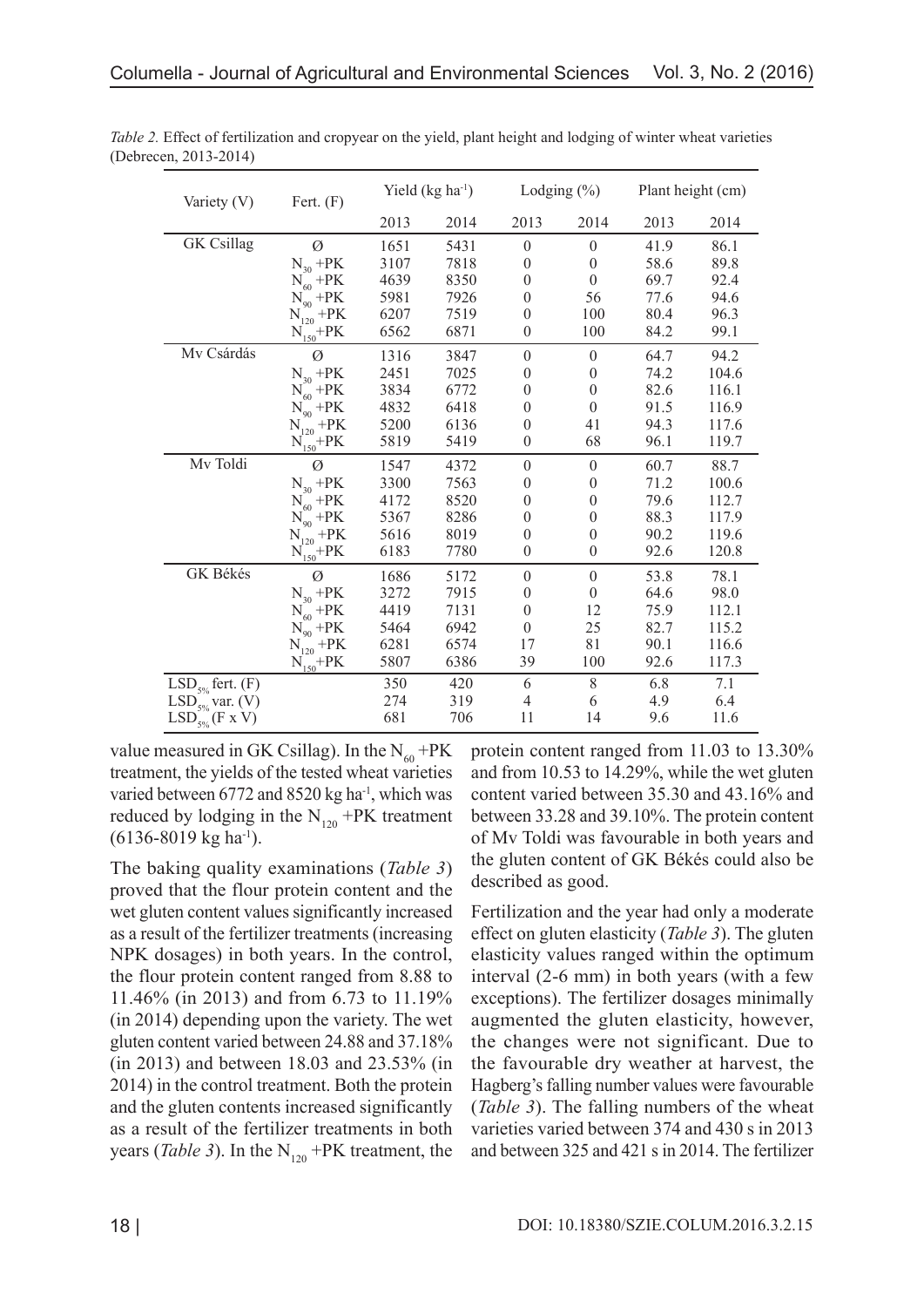*Table 2.* Effect of fertilization and cropyear on the yield, plant height and lodging of winter wheat varieties (Debrecen, 2013-2014)

| Variety (V) | Fert. (F) | Yield (kg ha$^{-1}$) | | Lodging (%) | | Plant height (cm) | |
|---|---|---|---|---|---|---|---|
| | | 2013 | 2014 | 2013 | 2014 | 2013 | 2014 |
| GK Csillag | Ø | 1651 | 5431 | 0 | 0 | 41.9 | 86.1 |
| | $N_{30}$ +PK | 3107 | 7818 | 0 | 0 | 58.6 | 89.8 |
| | $N_{60}$ +PK | 4639 | 8350 | 0 | 0 | 69.7 | 92.4 |
| | $N_{90}$ +PK | 5981 | 7926 | 0 | 56 | 77.6 | 94.6 |
| | $N_{120}$ +PK | 6207 | 7519 | 0 | 100 | 80.4 | 96.3 |
| | $N_{150}$+PK | 6562 | 6871 | 0 | 100 | 84.2 | 99.1 |
| Mv Csárdás | Ø | 1316 | 3847 | 0 | 0 | 64.7 | 94.2 |
| | $N_{30}$ +PK | 2451 | 7025 | 0 | 0 | 74.2 | 104.6 |
| | $N_{60}$ +PK | 3834 | 6772 | 0 | 0 | 82.6 | 116.1 |
| | $N_{90}$ +PK | 4832 | 6418 | 0 | 0 | 91.5 | 116.9 |
| | $N_{120}$ +PK | 5200 | 6136 | 0 | 41 | 94.3 | 117.6 |
| | $N_{150}$+PK | 5819 | 5419 | 0 | 68 | 96.1 | 119.7 |
| Mv Toldi | Ø | 1547 | 4372 | 0 | 0 | 60.7 | 88.7 |
| | $N_{30}$ +PK | 3300 | 7563 | 0 | 0 | 71.2 | 100.6 |
| | $N_{60}$ +PK | 4172 | 8520 | 0 | 0 | 79.6 | 112.7 |
| | $N_{90}$ +PK | 5367 | 8286 | 0 | 0 | 88.3 | 117.9 |
| | $N_{120}$ +PK | 5616 | 8019 | 0 | 0 | 90.2 | 119.6 |
| | $N_{150}$+PK | 6183 | 7780 | 0 | 0 | 92.6 | 120.8 |
| GK Békés | Ø | 1686 | 5172 | 0 | 0 | 53.8 | 78.1 |
| | $N_{30}$ +PK | 3272 | 7915 | 0 | 0 | 64.6 | 98.0 |
| | $N_{60}$ +PK | 4419 | 7131 | 0 | 12 | 75.9 | 112.1 |
| | $N_{90}$ +PK | 5464 | 6942 | 0 | 25 | 82.7 | 115.2 |
| | $N_{120}$ +PK | 6281 | 6574 | 17 | 81 | 90.1 | 116.6 |
| | $N_{150}$+PK | 5807 | 6386 | 39 | 100 | 92.6 | 117.3 |
| $LSD_{5\%}$ fert. (F) | | 350 | 420 | 6 | 8 | 6.8 | 7.1 |
| $LSD_{5\%}$ var. (V) | | 274 | 319 | 4 | 6 | 4.9 | 6.4 |
| $LSD_{5\%}$ (F x V) | | 681 | 706 | 11 | 14 | 9.6 | 11.6 |

value measured in GK Csillag). In the $N_{60}$ +PK treatment, the yields of the tested wheat varieties varied between 6772 and 8520 kg ha$^{-1}$, which was reduced by lodging in the $N_{120}$ +PK treatment (6136-8019 kg ha$^{-1}$).

The baking quality examinations (*Table 3*) proved that the flour protein content and the wet gluten content values significantly increased as a result of the fertilizer treatments (increasing NPK dosages) in both years. In the control, the flour protein content ranged from 8.88 to 11.46% (in 2013) and from 6.73 to 11.19% (in 2014) depending upon the variety. The wet gluten content varied between 24.88 and 37.18% (in 2013) and between 18.03 and 23.53% (in 2014) in the control treatment. Both the protein and the gluten contents increased significantly as a result of the fertilizer treatments in both years (*Table 3*). In the $N_{120}$ +PK treatment, the protein content ranged from 11.03 to 13.30% and from 10.53 to 14.29%, while the wet gluten content varied between 35.30 and 43.16% and between 33.28 and 39.10%. The protein content of Mv Toldi was favourable in both years and the gluten content of GK Békés could also be described as good.

Fertilization and the year had only a moderate effect on gluten elasticity (*Table 3*). The gluten elasticity values ranged within the optimum interval (2-6 mm) in both years (with a few exceptions). The fertilizer dosages minimally augmented the gluten elasticity, however, the changes were not significant. Due to the favourable dry weather at harvest, the Hagberg's falling number values were favourable (*Table 3*). The falling numbers of the wheat varieties varied between 374 and 430 s in 2013 and between 325 and 421 s in 2014. The fertilizer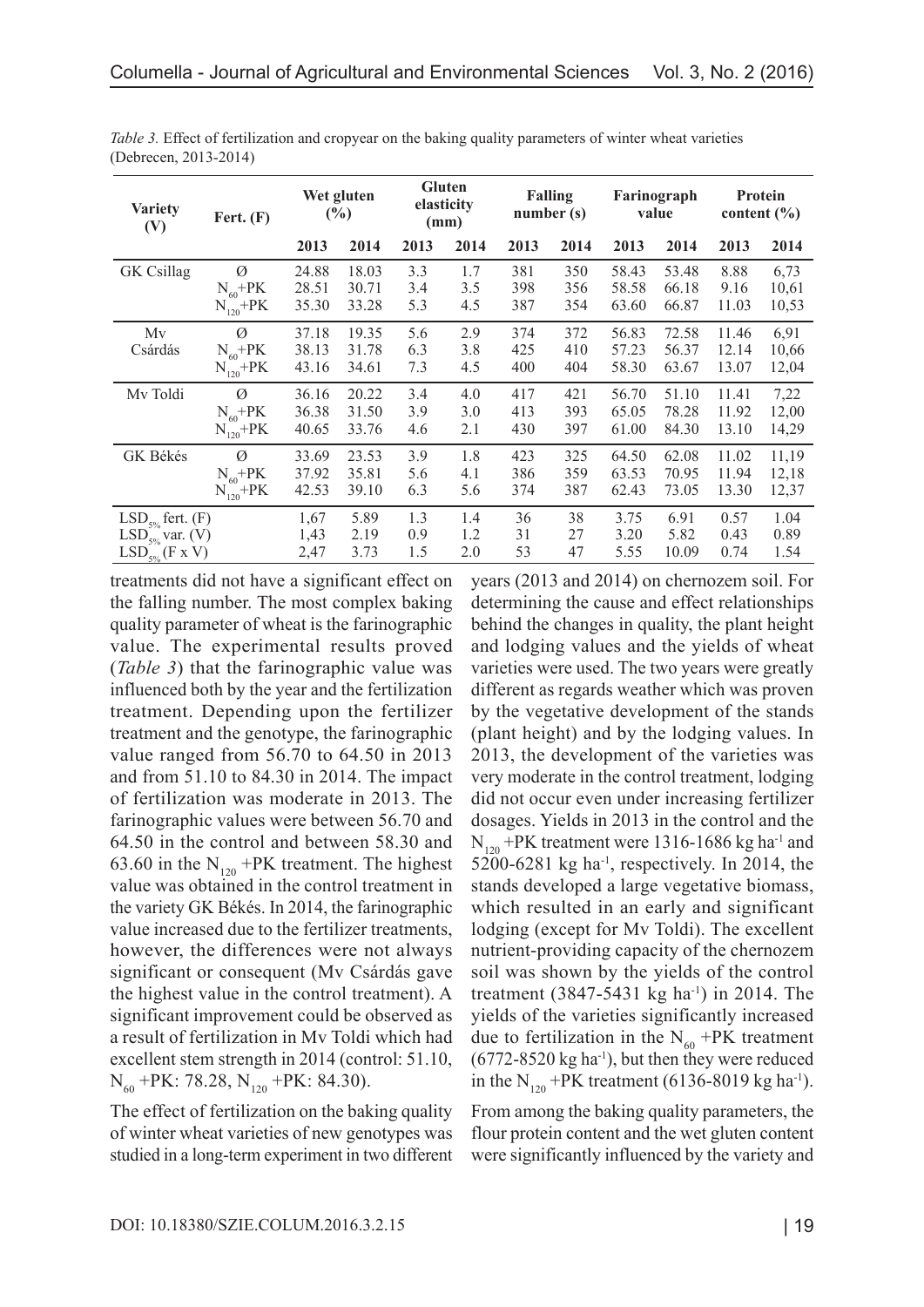*Table 3.* Effect of fertilization and cropyear on the baking quality parameters of winter wheat varieties (Debrecen, 2013-2014)

| Variety (V) | Fert. (F) | Wet gluten (%) | | Gluten elasticity (mm) | | Falling number (s) | | Farinograph value | | Protein content (%) | |
|---|---|---|---|---|---|---|---|---|---|---|---|
| | | 2013 | 2014 | 2013 | 2014 | 2013 | 2014 | 2013 | 2014 | 2013 | 2014 |
| GK Csillag | Ø | 24.88 | 18.03 | 3.3 | 1.7 | 381 | 350 | 58.43 | 53.48 | 8.88 | 6,73 |
| | $N_{60}$+PK | 28.51 | 30.71 | 3.4 | 3.5 | 398 | 356 | 58.58 | 66.18 | 9.16 | 10,61 |
| | $N_{120}$+PK | 35.30 | 33.28 | 5.3 | 4.5 | 387 | 354 | 63.60 | 66.87 | 11.03 | 10,53 |
| Mv Csárdás | Ø | 37.18 | 19.35 | 5.6 | 2.9 | 374 | 372 | 56.83 | 72.58 | 11.46 | 6,91 |
| | $N_{60}$+PK | 38.13 | 31.78 | 6.3 | 3.8 | 425 | 410 | 57.23 | 56.37 | 12.14 | 10,66 |
| | $N_{120}$+PK | 43.16 | 34.61 | 7.3 | 4.5 | 400 | 404 | 58.30 | 63.67 | 13.07 | 12,04 |
| Mv Toldi | Ø | 36.16 | 20.22 | 3.4 | 4.0 | 417 | 421 | 56.70 | 51.10 | 11.41 | 7,22 |
| | $N_{60}$+PK | 36.38 | 31.50 | 3.9 | 3.0 | 413 | 393 | 65.05 | 78.28 | 11.92 | 12,00 |
| | $N_{120}$+PK | 40.65 | 33.76 | 4.6 | 2.1 | 430 | 397 | 61.00 | 84.30 | 13.10 | 14,29 |
| GK Békés | Ø | 33.69 | 23.53 | 3.9 | 1.8 | 423 | 325 | 64.50 | 62.08 | 11.02 | 11,19 |
| | $N_{60}$+PK | 37.92 | 35.81 | 5.6 | 4.1 | 386 | 359 | 63.53 | 70.95 | 11.94 | 12,18 |
| | $N_{120}$+PK | 42.53 | 39.10 | 6.3 | 5.6 | 374 | 387 | 62.43 | 73.05 | 13.30 | 12,37 |
| $LSD_{5\%}$ fert. (F) | | 1,67 | 5.89 | 1.3 | 1.4 | 36 | 38 | 3.75 | 6.91 | 0.57 | 1.04 |
| $LSD_{5\%}$ var. (V) | | 1,43 | 2.19 | 0.9 | 1.2 | 31 | 27 | 3.20 | 5.82 | 0.43 | 0.89 |
| $LSD_{5\%}$ (F x V) | | 2,47 | 3.73 | 1.5 | 2.0 | 53 | 47 | 5.55 | 10.09 | 0.74 | 1.54 |

treatments did not have a significant effect on the falling number. The most complex baking quality parameter of wheat is the farinographic value. The experimental results proved (*Table 3*) that the farinographic value was influenced both by the year and the fertilization treatment. Depending upon the fertilizer treatment and the genotype, the farinographic value ranged from 56.70 to 64.50 in 2013 and from 51.10 to 84.30 in 2014. The impact of fertilization was moderate in 2013. The farinographic values were between 56.70 and 64.50 in the control and between 58.30 and 63.60 in the $N_{120}$ +PK treatment. The highest value was obtained in the control treatment in the variety GK Békés. In 2014, the farinographic value increased due to the fertilizer treatments, however, the differences were not always significant or consequent (Mv Csárdás gave the highest value in the control treatment). A significant improvement could be observed as a result of fertilization in Mv Toldi which had excellent stem strength in 2014 (control: 51.10, $N_{60}$ +PK: 78.28, $N_{120}$ +PK: 84.30).

The effect of fertilization on the baking quality of winter wheat varieties of new genotypes was studied in a long-term experiment in two different years (2013 and 2014) on chernozem soil. For determining the cause and effect relationships behind the changes in quality, the plant height and lodging values and the yields of wheat varieties were used. The two years were greatly different as regards weather which was proven by the vegetative development of the stands (plant height) and by the lodging values. In 2013, the development of the varieties was very moderate in the control treatment, lodging did not occur even under increasing fertilizer dosages. Yields in 2013 in the control and the $N_{120}$ +PK treatment were 1316-1686 kg ha$^{-1}$ and 5200-6281 kg ha$^{-1}$, respectively. In 2014, the stands developed a large vegetative biomass, which resulted in an early and significant lodging (except for Mv Toldi). The excellent nutrient-providing capacity of the chernozem soil was shown by the yields of the control treatment (3847-5431 kg ha$^{-1}$) in 2014. The yields of the varieties significantly increased due to fertilization in the $N_{60}$ +PK treatment (6772-8520 kg ha$^{-1}$), but then they were reduced in the $N_{120}$ +PK treatment (6136-8019 kg ha$^{-1}$).

From among the baking quality parameters, the flour protein content and the wet gluten content were significantly influenced by the variety and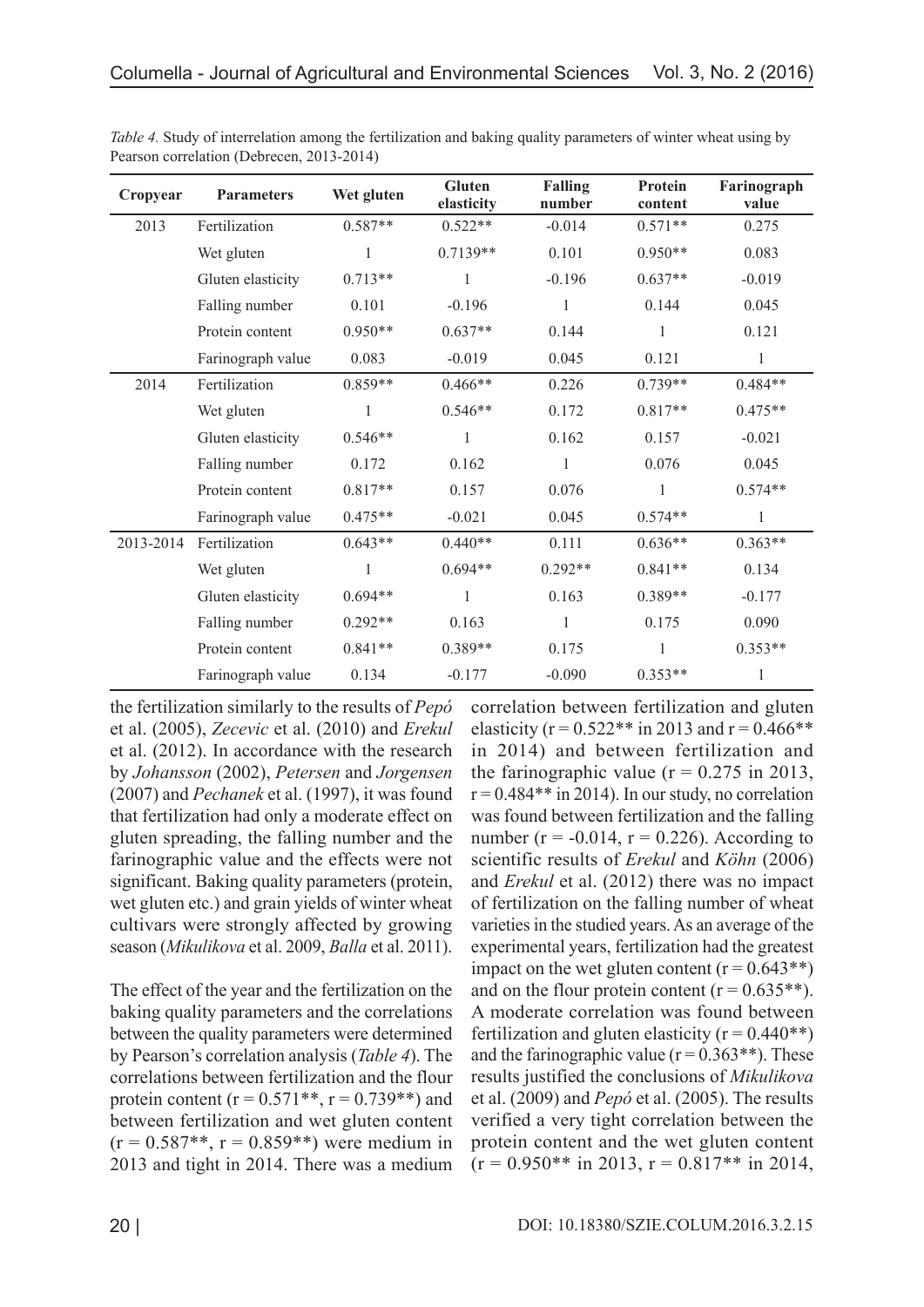*Table 4.* Study of interrelation among the fertilization and baking quality parameters of winter wheat using by Pearson correlation (Debrecen, 2013-2014)

| Cropyear | Parameters | Wet gluten | Gluten elasticity | Falling number | Protein content | Farinograph value |
|---|---|---|---|---|---|---|
| 2013 | Fertilization | 0.587** | 0.522** | -0.014 | 0.571** | 0.275 |
| | Wet gluten | 1 | 0.7139** | 0.101 | 0.950** | 0.083 |
| | Gluten elasticity | 0.713** | 1 | -0.196 | 0.637** | -0.019 |
| | Falling number | 0.101 | -0.196 | 1 | 0.144 | 0.045 |
| | Protein content | 0.950** | 0.637** | 0.144 | 1 | 0.121 |
| | Farinograph value | 0.083 | -0.019 | 0.045 | 0.121 | 1 |
| 2014 | Fertilization | 0.859** | 0.466** | 0.226 | 0.739** | 0.484** |
| | Wet gluten | 1 | 0.546** | 0.172 | 0.817** | 0.475** |
| | Gluten elasticity | 0.546** | 1 | 0.162 | 0.157 | -0.021 |
| | Falling number | 0.172 | 0.162 | 1 | 0.076 | 0.045 |
| | Protein content | 0.817** | 0.157 | 0.076 | 1 | 0.574** |
| | Farinograph value | 0.475** | -0.021 | 0.045 | 0.574** | 1 |
| 2013-2014 | Fertilization | 0.643** | 0.440** | 0.111 | 0.636** | 0.363** |
| | Wet gluten | 1 | 0.694** | 0.292** | 0.841** | 0.134 |
| | Gluten elasticity | 0.694** | 1 | 0.163 | 0.389** | -0.177 |
| | Falling number | 0.292** | 0.163 | 1 | 0.175 | 0.090 |
| | Protein content | 0.841** | 0.389** | 0.175 | 1 | 0.353** |
| | Farinograph value | 0.134 | -0.177 | -0.090 | 0.353** | 1 |

the fertilization similarly to the results of *Pepó* et al. (2005), *Zecevic* et al. (2010) and *Erekul* et al. (2012). In accordance with the research by *Johansson* (2002), *Petersen* and *Jorgensen* (2007) and *Pechanek* et al. (1997), it was found that fertilization had only a moderate effect on gluten spreading, the falling number and the farinographic value and the effects were not significant. Baking quality parameters (protein, wet gluten etc.) and grain yields of winter wheat cultivars were strongly affected by growing season (*Mikulikova* et al. 2009, *Balla* et al. 2011).

The effect of the year and the fertilization on the baking quality parameters and the correlations between the quality parameters were determined by Pearson's correlation analysis (*Table 4*). The correlations between fertilization and the flour protein content ($r = 0.571$**, $r = 0.739$**) and between fertilization and wet gluten content ($r = 0.587$**, $r = 0.859$**) were medium in 2013 and tight in 2014. There was a medium correlation between fertilization and gluten elasticity ($r = 0.522$** in 2013 and $r = 0.466$** in 2014) and between fertilization and the farinographic value ($r = 0.275$ in 2013, $r = 0.484$** in 2014). In our study, no correlation was found between fertilization and the falling number ($r = -0.014$, $r = 0.226$). According to scientific results of *Erekul* and *Köhn* (2006) and *Erekul* et al. (2012) there was no impact of fertilization on the falling number of wheat varieties in the studied years. As an average of the experimental years, fertilization had the greatest impact on the wet gluten content ($r = 0.643$**) and on the flour protein content ($r = 0.635$**). A moderate correlation was found between fertilization and gluten elasticity ($r = 0.440$**) and the farinographic value ($r = 0.363$**). These results justified the conclusions of *Mikulikova* et al. (2009) and *Pepó* et al. (2005). The results verified a very tight correlation between the protein content and the wet gluten content ($r = 0.950$** in 2013, $r = 0.817$** in 2014,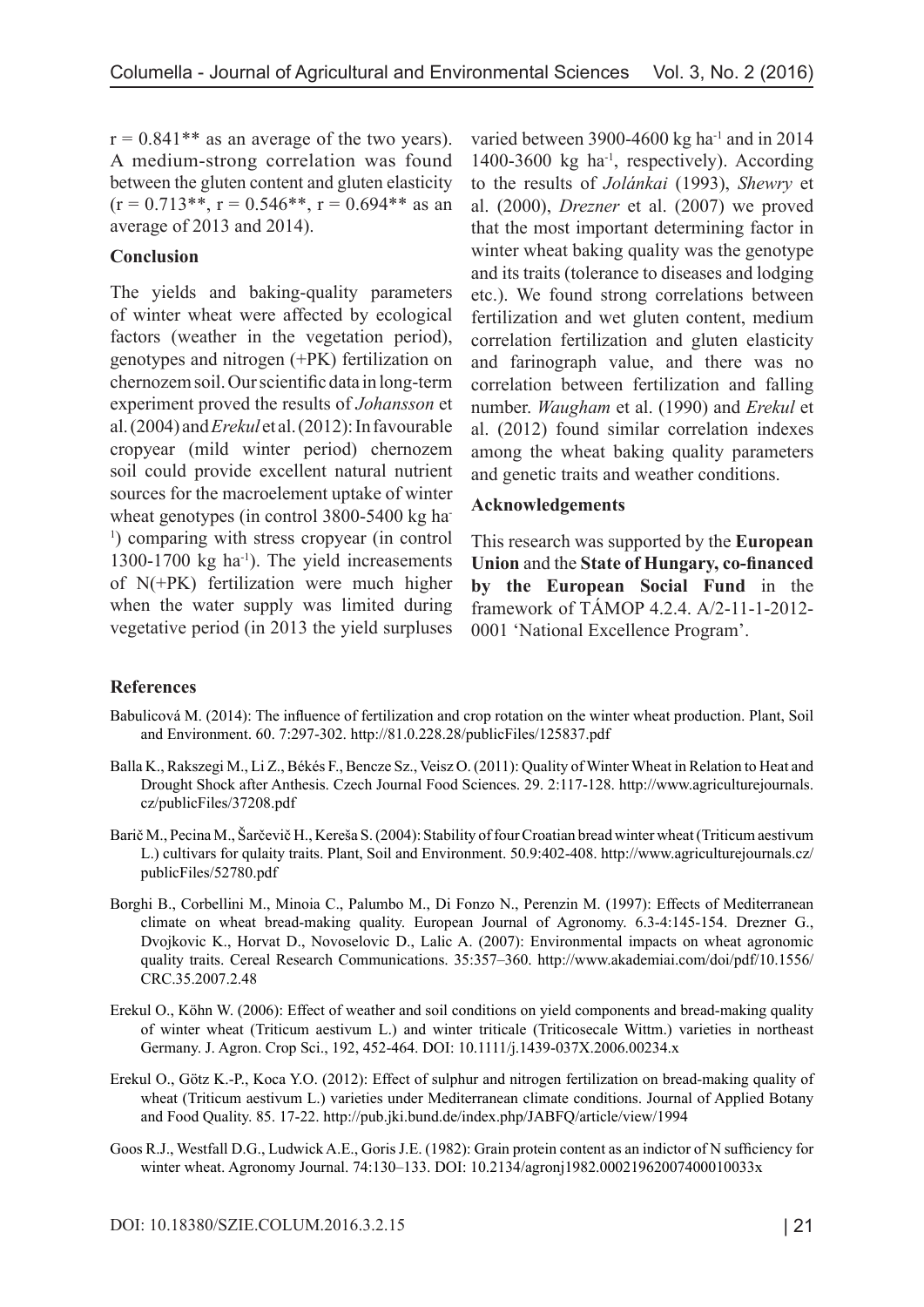$r = 0.841^{**}$ as an average of the two years). A medium-strong correlation was found between the gluten content and gluten elasticity ($r = 0.713^{**}$, $r = 0.546^{**}$, $r = 0.694^{**}$ as an average of 2013 and 2014).

## Conclusion

The yields and baking-quality parameters of winter wheat were affected by ecological factors (weather in the vegetation period), genotypes and nitrogen (+PK) fertilization on chernozem soil. Our scientific data in long-term experiment proved the results of *Johansson* et al. (2004) and *Erekul* et al. (2012): In favourable cropyear (mild winter period) chernozem soil could provide excellent natural nutrient sources for the macroelement uptake of winter wheat genotypes (in control 3800-5400 kg ha$^{-1}$) comparing with stress cropyear (in control 1300-1700 kg ha$^{-1}$). The yield increasements of N(+PK) fertilization were much higher when the water supply was limited during vegetative period (in 2013 the yield surpluses varied between 3900-4600 kg ha$^{-1}$ and in 2014 1400-3600 kg ha$^{-1}$, respectively). According to the results of *Jolánkai* (1993), *Shewry* et al. (2000), *Drezner* et al. (2007) we proved that the most important determining factor in winter wheat baking quality was the genotype and its traits (tolerance to diseases and lodging etc.). We found strong correlations between fertilization and wet gluten content, medium correlation fertilization and gluten elasticity and farinograph value, and there was no correlation between fertilization and falling number. *Waugham* et al. (1990) and *Erekul* et al. (2012) found similar correlation indexes among the wheat baking quality parameters and genetic traits and weather conditions.

## Acknowledgements

This research was supported by the **European Union** and the **State of Hungary, co-financed by the European Social Fund** in the framework of TÁMOP 4.2.4. A/2-11-1-2012-0001 'National Excellence Program'.

## References

Babulicová M. (2014): The influence of fertilization and crop rotation on the winter wheat production. Plant, Soil and Environment. 60. 7:297-302. http://81.0.228.28/publicFiles/125837.pdf

Balla K., Rakszegi M., Li Z., Békés F., Bencze Sz., Veisz O. (2011): Quality of Winter Wheat in Relation to Heat and Drought Shock after Anthesis. Czech Journal Food Sciences. 29. 2:117-128. http://www.agriculturejournals.cz/publicFiles/37208.pdf

Barič M., Pecina M., Šarčevič H., Kereša S. (2004): Stability of four Croatian bread winter wheat (Triticum aestivum L.) cultivars for qulaity traits. Plant, Soil and Environment. 50.9:402-408. http://www.agriculturejournals.cz/publicFiles/52780.pdf

Borghi B., Corbellini M., Minoia C., Palumbo M., Di Fonzo N., Perenzin M. (1997): Effects of Mediterranean climate on wheat bread-making quality. European Journal of Agronomy. 6.3-4:145-154. Drezner G., Dvojkovic K., Horvat D., Novoselovic D., Lalic A. (2007): Environmental impacts on wheat agronomic quality traits. Cereal Research Communications. 35:357–360. http://www.akademiai.com/doi/pdf/10.1556/CRC.35.2007.2.48

Erekul O., Köhn W. (2006): Effect of weather and soil conditions on yield components and bread-making quality of winter wheat (Triticum aestivum L.) and winter triticale (Triticosecale Wittm.) varieties in northeast Germany. J. Agron. Crop Sci., 192, 452-464. DOI: 10.1111/j.1439-037X.2006.00234.x

Erekul O., Götz K.-P., Koca Y.O. (2012): Effect of sulphur and nitrogen fertilization on bread-making quality of wheat (Triticum aestivum L.) varieties under Mediterranean climate conditions. Journal of Applied Botany and Food Quality. 85. 17-22. http://pub.jki.bund.de/index.php/JABFQ/article/view/1994

Goos R.J., Westfall D.G., Ludwick A.E., Goris J.E. (1982): Grain protein content as an indictor of N sufficiency for winter wheat. Agronomy Journal. 74:130–133. DOI: 10.2134/agronj1982.00021962007400010033x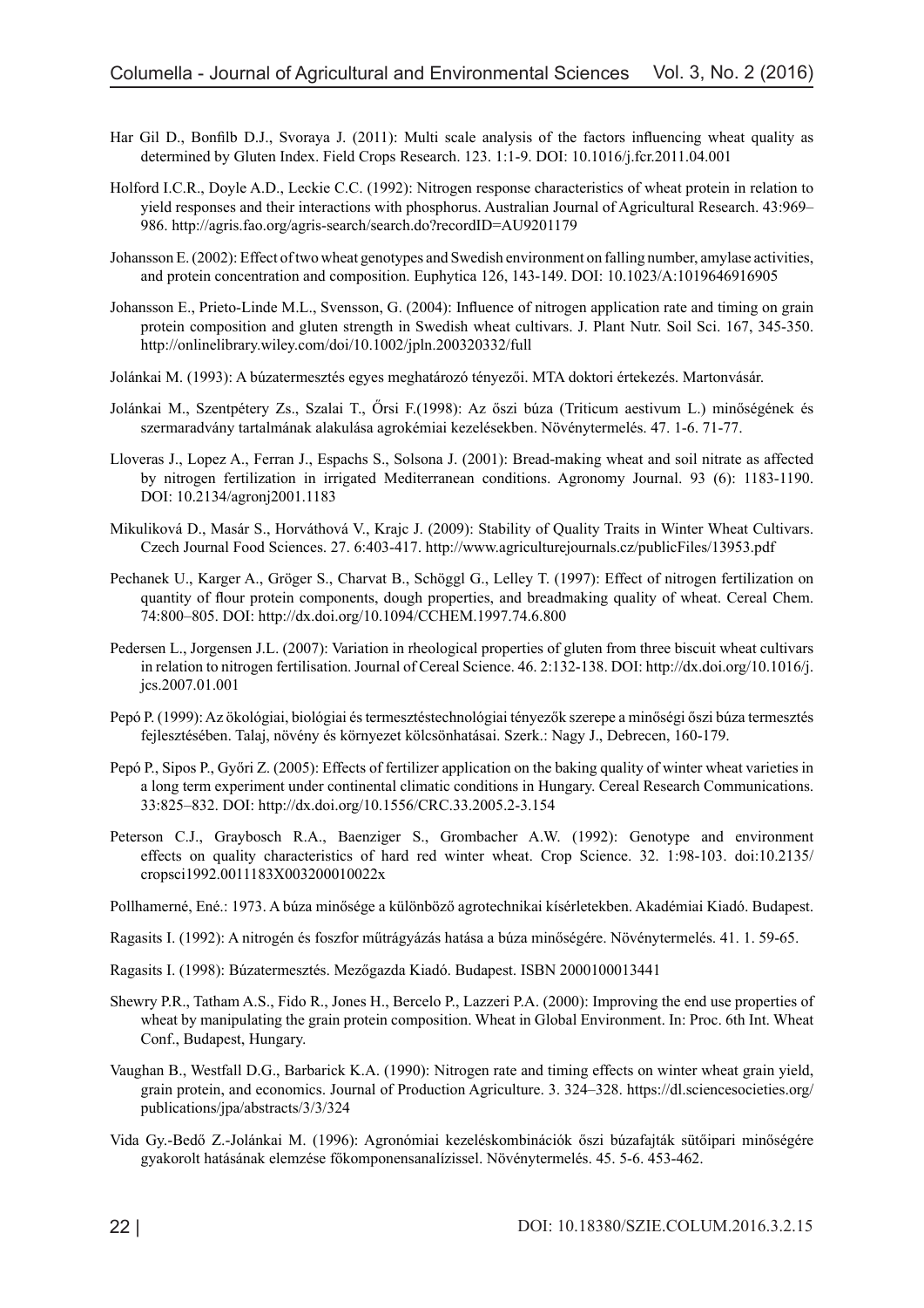Har Gil D., Bonfilb D.J., Svoraya J. (2011): Multi scale analysis of the factors influencing wheat quality as determined by Gluten Index. Field Crops Research. 123. 1:1-9. DOI: 10.1016/j.fcr.2011.04.001

Holford I.C.R., Doyle A.D., Leckie C.C. (1992): Nitrogen response characteristics of wheat protein in relation to yield responses and their interactions with phosphorus. Australian Journal of Agricultural Research. 43:969–986. http://agris.fao.org/agris-search/search.do?recordID=AU9201179

Johansson E. (2002): Effect of two wheat genotypes and Swedish environment on falling number, amylase activities, and protein concentration and composition. Euphytica 126, 143-149. DOI: 10.1023/A:1019646916905

Johansson E., Prieto-Linde M.L., Svensson, G. (2004): Influence of nitrogen application rate and timing on grain protein composition and gluten strength in Swedish wheat cultivars. J. Plant Nutr. Soil Sci. 167, 345-350. http://onlinelibrary.wiley.com/doi/10.1002/jpln.200320332/full

Jolánkai M. (1993): A búzatermesztés egyes meghatározó tényezői. MTA doktori értekezés. Martonvásár.

Jolánkai M., Szentpétery Zs., Szalai T., Őrsi F.(1998): Az őszi búza (Triticum aestivum L.) minőségének és szermaradvány tartalmának alakulása agrokémiai kezelésekben. Növénytermelés. 47. 1-6. 71-77.

Lloveras J., Lopez A., Ferran J., Espachs S., Solsona J. (2001): Bread-making wheat and soil nitrate as affected by nitrogen fertilization in irrigated Mediterranean conditions. Agronomy Journal. 93 (6): 1183-1190. DOI: 10.2134/agronj2001.1183

Mikuliková D., Masár S., Horváthová V., Krajc J. (2009): Stability of Quality Traits in Winter Wheat Cultivars. Czech Journal Food Sciences. 27. 6:403-417. http://www.agriculturejournals.cz/publicFiles/13953.pdf

Pechanek U., Karger A., Gröger S., Charvat B., Schöggl G., Lelley T. (1997): Effect of nitrogen fertilization on quantity of flour protein components, dough properties, and breadmaking quality of wheat. Cereal Chem. 74:800–805. DOI: http://dx.doi.org/10.1094/CCHEM.1997.74.6.800

Pedersen L., Jorgensen J.L. (2007): Variation in rheological properties of gluten from three biscuit wheat cultivars in relation to nitrogen fertilisation. Journal of Cereal Science. 46. 2:132-138. DOI: http://dx.doi.org/10.1016/j.jcs.2007.01.001

Pepó P. (1999): Az ökológiai, biológiai és termesztéstechnológiai tényezők szerepe a minőségi őszi búza termesztés fejlesztésében. Talaj, növény és környezet kölcsönhatásai. Szerk.: Nagy J., Debrecen, 160-179.

Pepó P., Sipos P., Győri Z. (2005): Effects of fertilizer application on the baking quality of winter wheat varieties in a long term experiment under continental climatic conditions in Hungary. Cereal Research Communications. 33:825–832. DOI: http://dx.doi.org/10.1556/CRC.33.2005.2-3.154

Peterson C.J., Graybosch R.A., Baenziger S., Grombacher A.W. (1992): Genotype and environment effects on quality characteristics of hard red winter wheat. Crop Science. 32. 1:98-103. doi:10.2135/cropsci1992.0011183X003200010022x

Pollhamerné, Ené.: 1973. A búza minősége a különböző agrotechnikai kísérletekben. Akadémiai Kiadó. Budapest.

Ragasits I. (1992): A nitrogén és foszfor műtrágyázás hatása a búza minőségére. Növénytermelés. 41. 1. 59-65.

Ragasits I. (1998): Búzatermesztés. Mezőgazda Kiadó. Budapest. ISBN 2000100013441

Shewry P.R., Tatham A.S., Fido R., Jones H., Bercelo P., Lazzeri P.A. (2000): Improving the end use properties of wheat by manipulating the grain protein composition. Wheat in Global Environment. In: Proc. 6th Int. Wheat Conf., Budapest, Hungary.

Vaughan B., Westfall D.G., Barbarick K.A. (1990): Nitrogen rate and timing effects on winter wheat grain yield, grain protein, and economics. Journal of Production Agriculture. 3. 324–328. https://dl.sciencesocieties.org/publications/jpa/abstracts/3/3/324

Vida Gy.-Bedő Z.-Jolánkai M. (1996): Agronómiai kezeléskombinációk őszi búzafajták sütőipari minőségére gyakorolt hatásának elemzése főkomponensanalízissel. Növénytermelés. 45. 5-6. 453-462.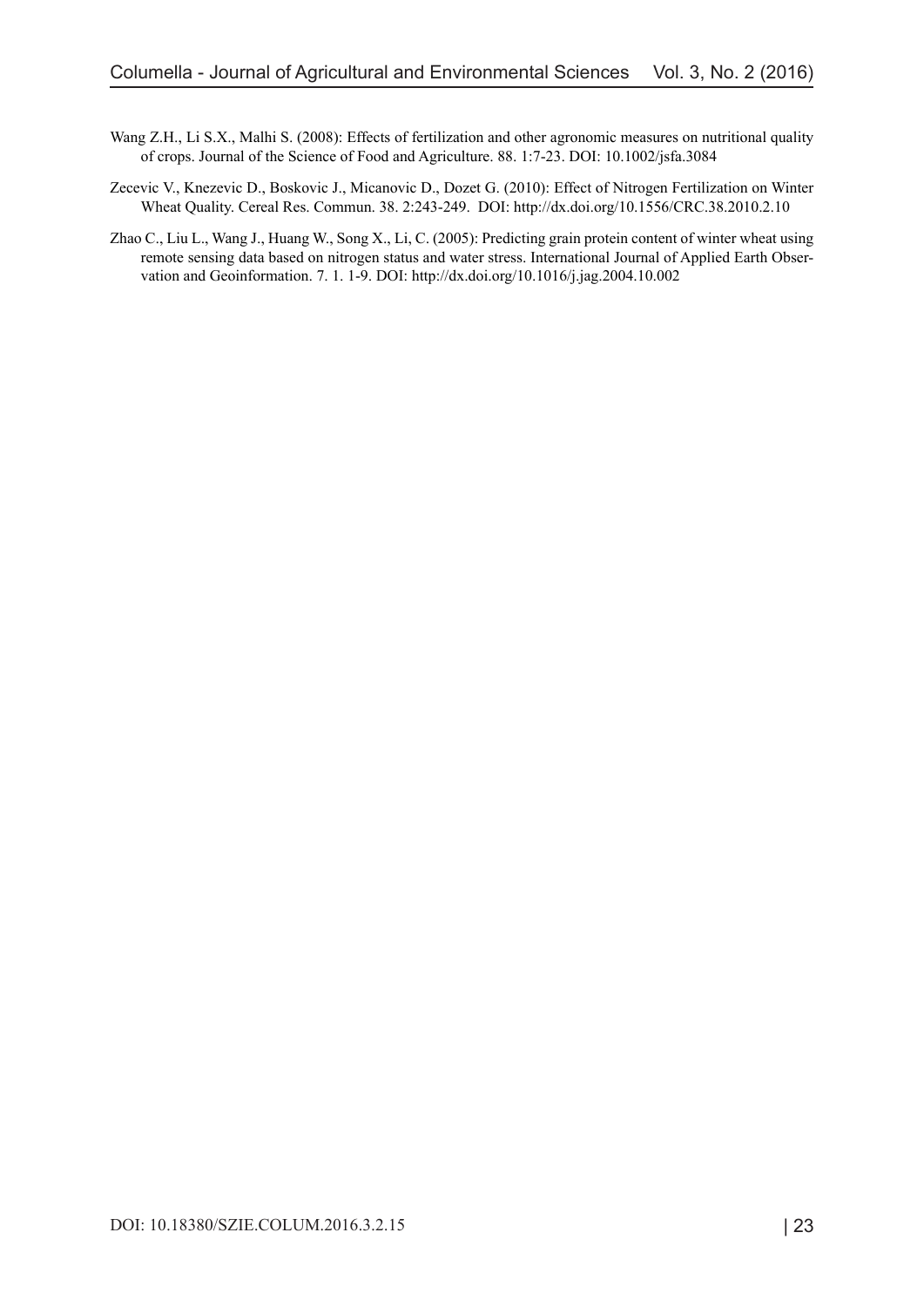Wang Z.H., Li S.X., Malhi S. (2008): Effects of fertilization and other agronomic measures on nutritional quality of crops. Journal of the Science of Food and Agriculture. 88. 1:7-23. DOI: 10.1002/jsfa.3084

Zecevic V., Knezevic D., Boskovic J., Micanovic D., Dozet G. (2010): Effect of Nitrogen Fertilization on Winter Wheat Quality. Cereal Res. Commun. 38. 2:243-249. DOI: http://dx.doi.org/10.1556/CRC.38.2010.2.10

Zhao C., Liu L., Wang J., Huang W., Song X., Li, C. (2005): Predicting grain protein content of winter wheat using remote sensing data based on nitrogen status and water stress. International Journal of Applied Earth Observation and Geoinformation. 7. 1. 1-9. DOI: http://dx.doi.org/10.1016/j.jag.2004.10.002